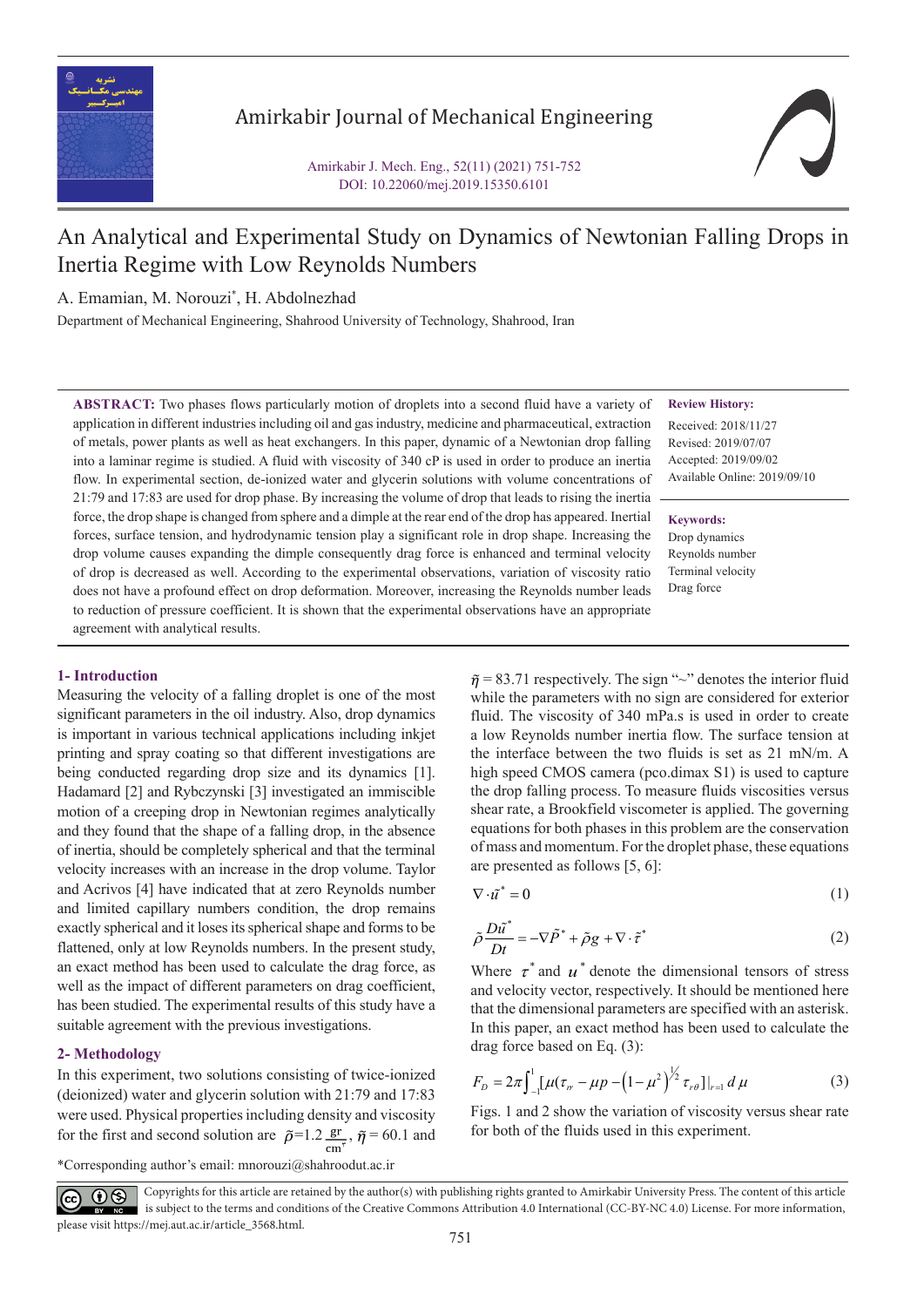# An Analytical and Experimental Study on Dynamics of Newtonian Falling Drops in Inertia Regime with Low Reynolds Numbers

A. Emamian, M. Norouzi*, H. Abdolnezhad

Department of Mechanical Engineering, Shahrood University of Technology, Shahrood, Iran

**ABSTRACT:** Two phases flows particularly motion of droplets into a second fluid have a variety of application in different industries including oil and gas industry, medicine and pharmaceutical, extraction of metals, power plants as well as heat exchangers. In this paper, dynamic of a Newtonian drop falling into a laminar regime is studied. A fluid with viscosity of 340 cP is used in order to produce an inertia flow. In experimental section, de-ionized water and glycerin solutions with volume concentrations of 21:79 and 17:83 are used for drop phase. By increasing the volume of drop that leads to rising the inertia force, the drop shape is changed from sphere and a dimple at the rear end of the drop has appeared. Inertial forces, surface tension, and hydrodynamic tension play a significant role in drop shape. Increasing the drop volume causes expanding the dimple consequently drag force is enhanced and terminal velocity of drop is decreased as well. According to the experimental observations, variation of viscosity ratio does not have a profound effect on drop deformation. Moreover, increasing the Reynolds number leads to reduction of pressure coefficient. It is shown that the experimental observations have an appropriate agreement with analytical results.

**Review History:**

Received: 2018/11/27
Revised: 2019/07/07
Accepted: 2019/09/02
Available Online: 2019/09/10

**Keywords:**

Drop dynamics
Reynolds number
Terminal velocity
Drag force

## 1- Introduction

Measuring the velocity of a falling droplet is one of the most significant parameters in the oil industry. Also, drop dynamics is important in various technical applications including inkjet printing and spray coating so that different investigations are being conducted regarding drop size and its dynamics [1]. Hadamard [2] and Rybczynski [3] investigated an immiscible motion of a creeping drop in Newtonian regimes analytically and they found that the shape of a falling drop, in the absence of inertia, should be completely spherical and that the terminal velocity increases with an increase in the drop volume. Taylor and Acrivos [4] have indicated that at zero Reynolds number and limited capillary numbers condition, the drop remains exactly spherical and it loses its spherical shape and forms to be flattened, only at low Reynolds numbers. In the present study, an exact method has been used to calculate the drag force, as well as the impact of different parameters on drag coefficient, has been studied. The experimental results of this study have a suitable agreement with the previous investigations.

## 2- Methodology

In this experiment, two solutions consisting of twice-ionized (deionized) water and glycerin solution with 21:79 and 17:83 were used. Physical properties including density and viscosity for the first and second solution are $\tilde{\rho}=1.2\,\frac{\text{gr}}{\text{cm}^3}$, $\tilde{\eta}=60.1$ and $\tilde{\eta}=83.71$ respectively. The sign "~" denotes the interior fluid while the parameters with no sign are considered for exterior fluid. The viscosity of 340 mPa.s is used in order to create a low Reynolds number inertia flow. The surface tension at the interface between the two fluids is set as 21 mN/m. A high speed CMOS camera (pco.dimax S1) is used to capture the drop falling process. To measure fluids viscosities versus shear rate, a Brookfield viscometer is applied. The governing equations for both phases in this problem are the conservation of mass and momentum. For the droplet phase, these equations are presented as follows [5, 6]:

$$\nabla \cdot \tilde{u}^* = 0 \tag{1}$$

$$\tilde{\rho}\frac{D\tilde{u}^*}{Dt} = -\nabla \tilde{P}^* + \tilde{\rho} g + \nabla \cdot \tilde{\tau}^* \tag{2}$$

Where $\tau^*$ and $u^*$ denote the dimensional tensors of stress and velocity vector, respectively. It should be mentioned here that the dimensional parameters are specified with an asterisk. In this paper, an exact method has been used to calculate the drag force based on Eq. (3):

$$F_D = 2\pi \int_{-1}^{1} [\mu(\tau_{rr} - \mu p - \left(1-\mu^2\right)^{\frac{1}{2}} \tau_{r\theta}]|_{r=1} \, d\mu \tag{3}$$

Figs. 1 and 2 show the variation of viscosity versus shear rate for both of the fluids used in this experiment.

*Corresponding author's email: mnorouzi@shahroodut.ac.ir

Copyrights for this article are retained by the author(s) with publishing rights granted to Amirkabir University Press. The content of this article is subject to the terms and conditions of the Creative Commons Attribution 4.0 International (CC-BY-NC 4.0) License. For more information, please visit https://mej.aut.ac.ir/article_3568.html.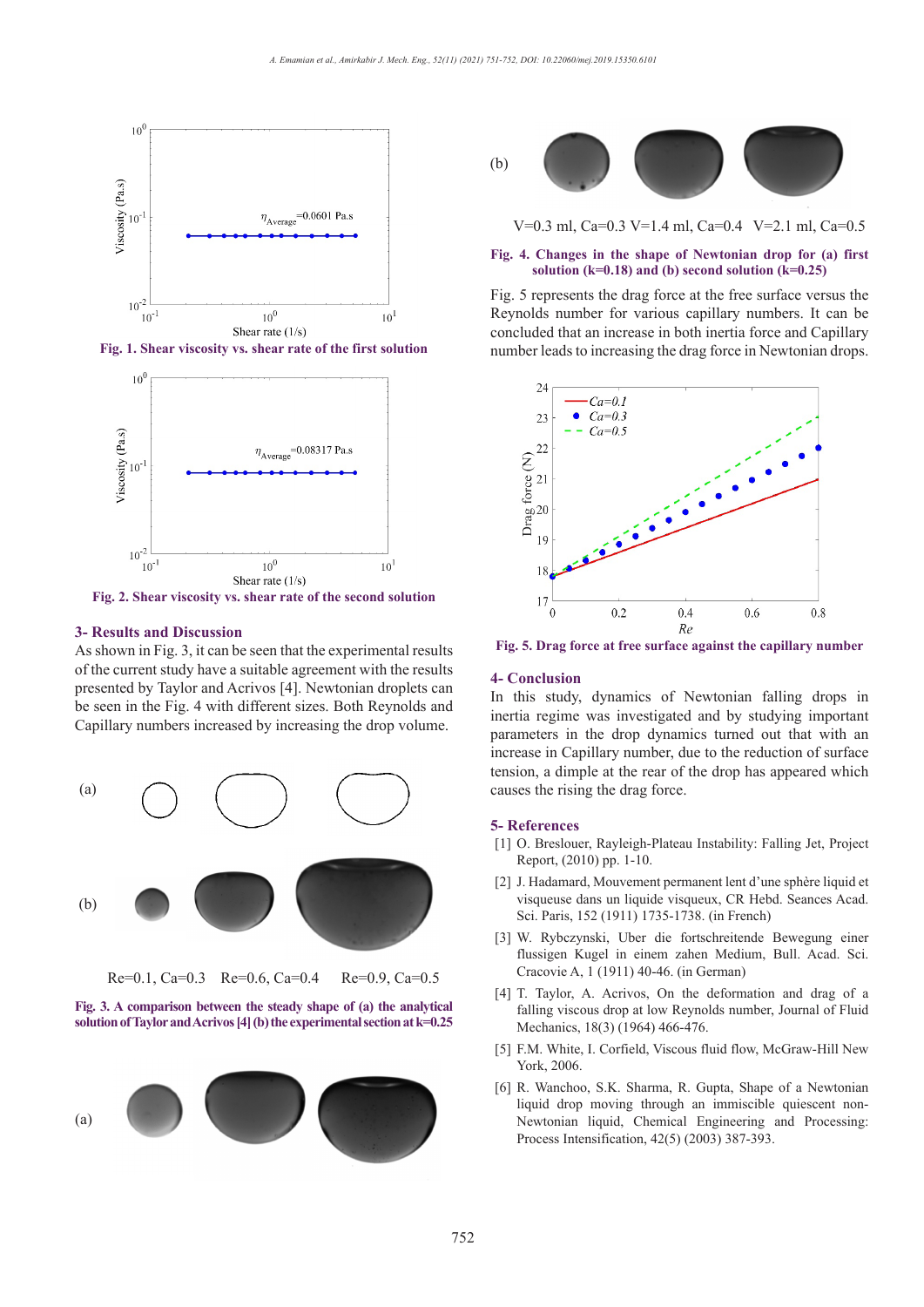$10^{0}$

$\eta_{Average}$=0.0601 Pa.s

Viscosity (Pa.s)

$10^{-1}$

$10^{-2}$

$10^{-1}$ $10^{0}$ $10^{1}$

Shear rate (1/s)

**Fig. 1. Shear viscosity vs. shear rate of the first solution**

$10^{0}$

$\eta_{Average}$=0.08317 Pa.s

Viscosity (Pa.s)

$10^{-1}$

$10^{-2}$

$10^{-1}$ $10^{0}$ $10^{1}$

Shear rate (1/s)

**Fig. 2. Shear viscosity vs. shear rate of the second solution**

## 3- Results and Discussion

As shown in Fig. 3, it can be seen that the experimental results of the current study have a suitable agreement with the results presented by Taylor and Acrivos [4]. Newtonian droplets can be seen in the Fig. 4 with different sizes. Both Reynolds and Capillary numbers increased by increasing the drop volume.

(a)

(b)

Re=0.1, Ca=0.3 Re=0.6, Ca=0.4 Re=0.9, Ca=0.5

**Fig. 3. A comparison between the steady shape of (a) the analytical solution of Taylor and Acrivos [4] (b) the experimental section at k=0.25**

(a)

(b)

V=0.3 ml, Ca=0.3 V=1.4 ml, Ca=0.4 V=2.1 ml, Ca=0.5

**Fig. 4. Changes in the shape of Newtonian drop for (a) first solution (k=0.18) and (b) second solution (k=0.25)**

Fig. 5 represents the drag force at the free surface versus the Reynolds number for various capillary numbers. It can be concluded that an increase in both inertia force and Capillary number leads to increasing the drag force in Newtonian drops.

24

23

22

21

20

19

18

17

Drag force (N)

Ca=0.1

Ca=0.3

Ca=0.5

0 0.2 0.4 0.6 0.8

*Re*

**Fig. 5. Drag force at free surface against the capillary number**

## 4- Conclusion

In this study, dynamics of Newtonian falling drops in inertia regime was investigated and by studying important parameters in the drop dynamics turned out that with an increase in Capillary number, due to the reduction of surface tension, a dimple at the rear of the drop has appeared which causes the rising the drag force.

## 5- References

[1] O. Breslouer, Rayleigh-Plateau Instability: Falling Jet, Project Report, (2010) pp. 1-10.

[2] J. Hadamard, Mouvement permanent lent d'une sphère liquid et visqueuse dans un liquide visqueux, CR Hebd. Seances Acad. Sci. Paris, 152 (1911) 1735-1738. (in French)

[3] W. Rybczynski, Uber die fortschreitende Bewegung einer flussigen Kugel in einem zahen Medium, Bull. Acad. Sci. Cracovie A, 1 (1911) 40-46. (in German)

[4] T. Taylor, A. Acrivos, On the deformation and drag of a falling viscous drop at low Reynolds number, Journal of Fluid Mechanics, 18(3) (1964) 466-476.

[5] F.M. White, I. Corfield, Viscous fluid flow, McGraw-Hill New York, 2006.

[6] R. Wanchoo, S.K. Sharma, R. Gupta, Shape of a Newtonian liquid drop moving through an immiscible quiescent non-Newtonian liquid, Chemical Engineering and Processing: Process Intensification, 42(5) (2003) 387-393.